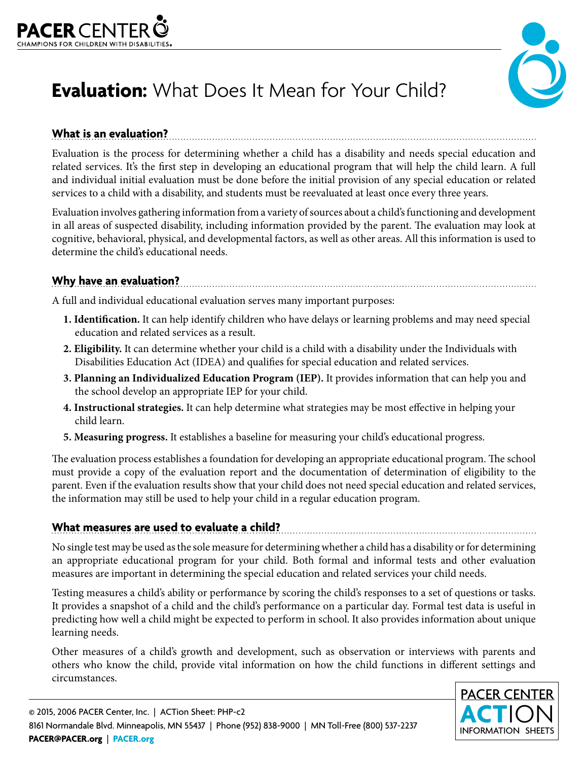# **Evaluation:** What Does It Mean for Your Child?

## What is an evaluation?

Evaluation is the process for determining whether a child has a disability and needs special education and related services. It's the first step in developing an educational program that will help the child learn. A full and individual initial evaluation must be done before the initial provision of any special education or related services to a child with a disability, and students must be reevaluated at least once every three years.

Evaluation involves gathering information from a variety of sources about a child's functioning and development in all areas of suspected disability, including information provided by the parent. The evaluation may look at cognitive, behavioral, physical, and developmental factors, as well as other areas. All this information is used to determine the child's educational needs.

## Why have an evaluation?

A full and individual educational evaluation serves many important purposes:

1. **Identification.** It can help identify children who have delays or learning problems and may need special education and related services as a result.
2. **Eligibility.** It can determine whether your child is a child with a disability under the Individuals with Disabilities Education Act (IDEA) and qualifies for special education and related services.
3. **Planning an Individualized Education Program (IEP).** It provides information that can help you and the school develop an appropriate IEP for your child.
4. **Instructional strategies.** It can help determine what strategies may be most effective in helping your child learn.
5. **Measuring progress.** It establishes a baseline for measuring your child's educational progress.

The evaluation process establishes a foundation for developing an appropriate educational program. The school must provide a copy of the evaluation report and the documentation of determination of eligibility to the parent. Even if the evaluation results show that your child does not need special education and related services, the information may still be used to help your child in a regular education program.

## What measures are used to evaluate a child?

No single test may be used as the sole measure for determining whether a child has a disability or for determining an appropriate educational program for your child. Both formal and informal tests and other evaluation measures are important in determining the special education and related services your child needs.

Testing measures a child's ability or performance by scoring the child's responses to a set of questions or tasks. It provides a snapshot of a child and the child's performance on a particular day. Formal test data is useful in predicting how well a child might be expected to perform in school. It also provides information about unique learning needs.

Other measures of a child's growth and development, such as observation or interviews with parents and others who know the child, provide vital information on how the child functions in different settings and circumstances.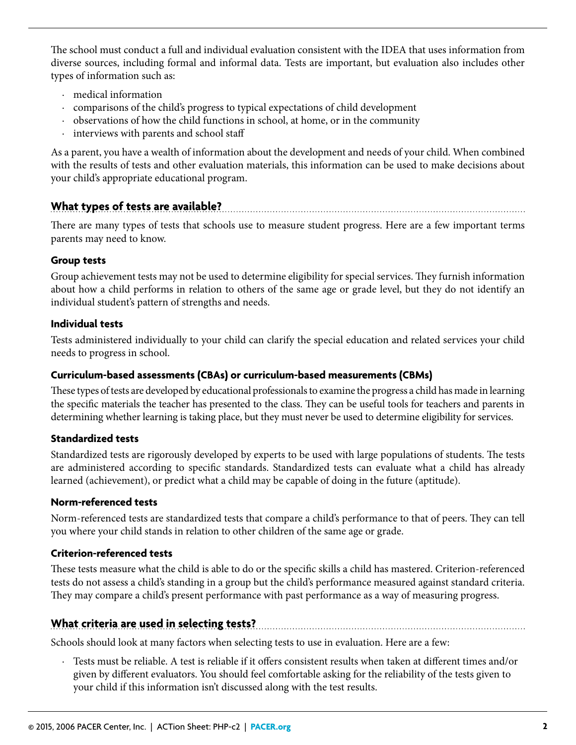The school must conduct a full and individual evaluation consistent with the IDEA that uses information from diverse sources, including formal and informal data. Tests are important, but evaluation also includes other types of information such as:

- medical information
- comparisons of the child's progress to typical expectations of child development
- observations of how the child functions in school, at home, or in the community
- interviews with parents and school staff

As a parent, you have a wealth of information about the development and needs of your child. When combined with the results of tests and other evaluation materials, this information can be used to make decisions about your child's appropriate educational program.

## What types of tests are available?

There are many types of tests that schools use to measure student progress. Here are a few important terms parents may need to know.

### Group tests

Group achievement tests may not be used to determine eligibility for special services. They furnish information about how a child performs in relation to others of the same age or grade level, but they do not identify an individual student's pattern of strengths and needs.

### Individual tests

Tests administered individually to your child can clarify the special education and related services your child needs to progress in school.

### Curriculum-based assessments (CBAs) or curriculum-based measurements (CBMs)

These types of tests are developed by educational professionals to examine the progress a child has made in learning the specific materials the teacher has presented to the class. They can be useful tools for teachers and parents in determining whether learning is taking place, but they must never be used to determine eligibility for services.

### Standardized tests

Standardized tests are rigorously developed by experts to be used with large populations of students. The tests are administered according to specific standards. Standardized tests can evaluate what a child has already learned (achievement), or predict what a child may be capable of doing in the future (aptitude).

### Norm-referenced tests

Norm-referenced tests are standardized tests that compare a child's performance to that of peers. They can tell you where your child stands in relation to other children of the same age or grade.

### Criterion-referenced tests

These tests measure what the child is able to do or the specific skills a child has mastered. Criterion-referenced tests do not assess a child's standing in a group but the child's performance measured against standard criteria. They may compare a child's present performance with past performance as a way of measuring progress.

## What criteria are used in selecting tests?

Schools should look at many factors when selecting tests to use in evaluation. Here are a few:

- Tests must be reliable. A test is reliable if it offers consistent results when taken at different times and/or given by different evaluators. You should feel comfortable asking for the reliability of the tests given to your child if this information isn't discussed along with the test results.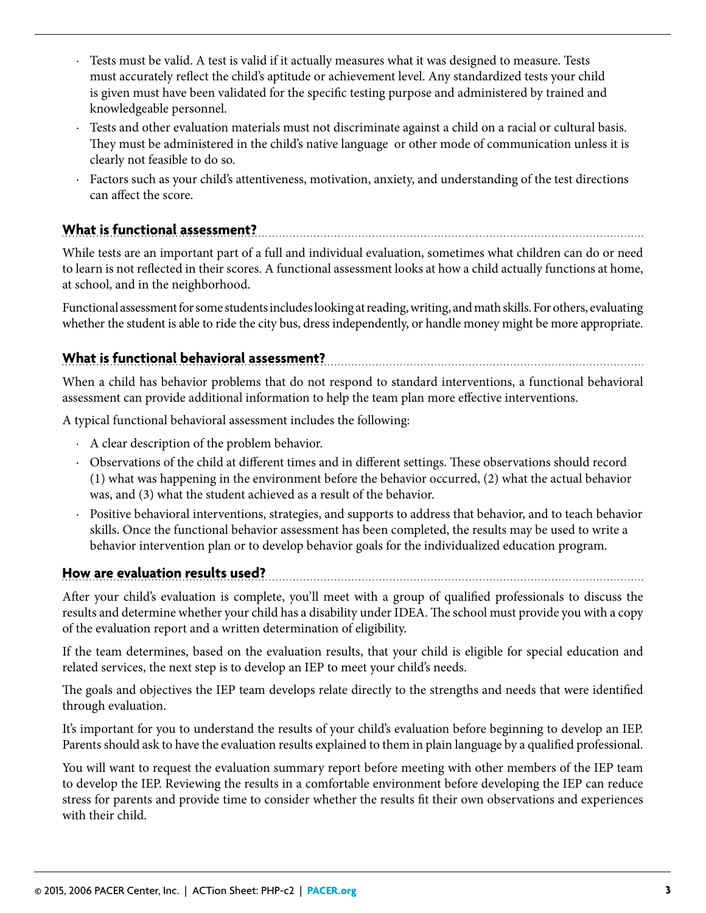- Tests must be valid. A test is valid if it actually measures what it was designed to measure. Tests must accurately reflect the child's aptitude or achievement level. Any standardized tests your child is given must have been validated for the specific testing purpose and administered by trained and knowledgeable personnel.
- Tests and other evaluation materials must not discriminate against a child on a racial or cultural basis. They must be administered in the child's native language or other mode of communication unless it is clearly not feasible to do so.
- Factors such as your child's attentiveness, motivation, anxiety, and understanding of the test directions can affect the score.

## What is functional assessment?

While tests are an important part of a full and individual evaluation, sometimes what children can do or need to learn is not reflected in their scores. A functional assessment looks at how a child actually functions at home, at school, and in the neighborhood.

Functional assessment for some students includes looking at reading, writing, and math skills. For others, evaluating whether the student is able to ride the city bus, dress independently, or handle money might be more appropriate.

## What is functional behavioral assessment?

When a child has behavior problems that do not respond to standard interventions, a functional behavioral assessment can provide additional information to help the team plan more effective interventions.

A typical functional behavioral assessment includes the following:

- A clear description of the problem behavior.
- Observations of the child at different times and in different settings. These observations should record (1) what was happening in the environment before the behavior occurred, (2) what the actual behavior was, and (3) what the student achieved as a result of the behavior.
- Positive behavioral interventions, strategies, and supports to address that behavior, and to teach behavior skills. Once the functional behavior assessment has been completed, the results may be used to write a behavior intervention plan or to develop behavior goals for the individualized education program.

## How are evaluation results used?

After your child's evaluation is complete, you'll meet with a group of qualified professionals to discuss the results and determine whether your child has a disability under IDEA. The school must provide you with a copy of the evaluation report and a written determination of eligibility.

If the team determines, based on the evaluation results, that your child is eligible for special education and related services, the next step is to develop an IEP to meet your child's needs.

The goals and objectives the IEP team develops relate directly to the strengths and needs that were identified through evaluation.

It's important for you to understand the results of your child's evaluation before beginning to develop an IEP. Parents should ask to have the evaluation results explained to them in plain language by a qualified professional.

You will want to request the evaluation summary report before meeting with other members of the IEP team to develop the IEP. Reviewing the results in a comfortable environment before developing the IEP can reduce stress for parents and provide time to consider whether the results fit their own observations and experiences with their child.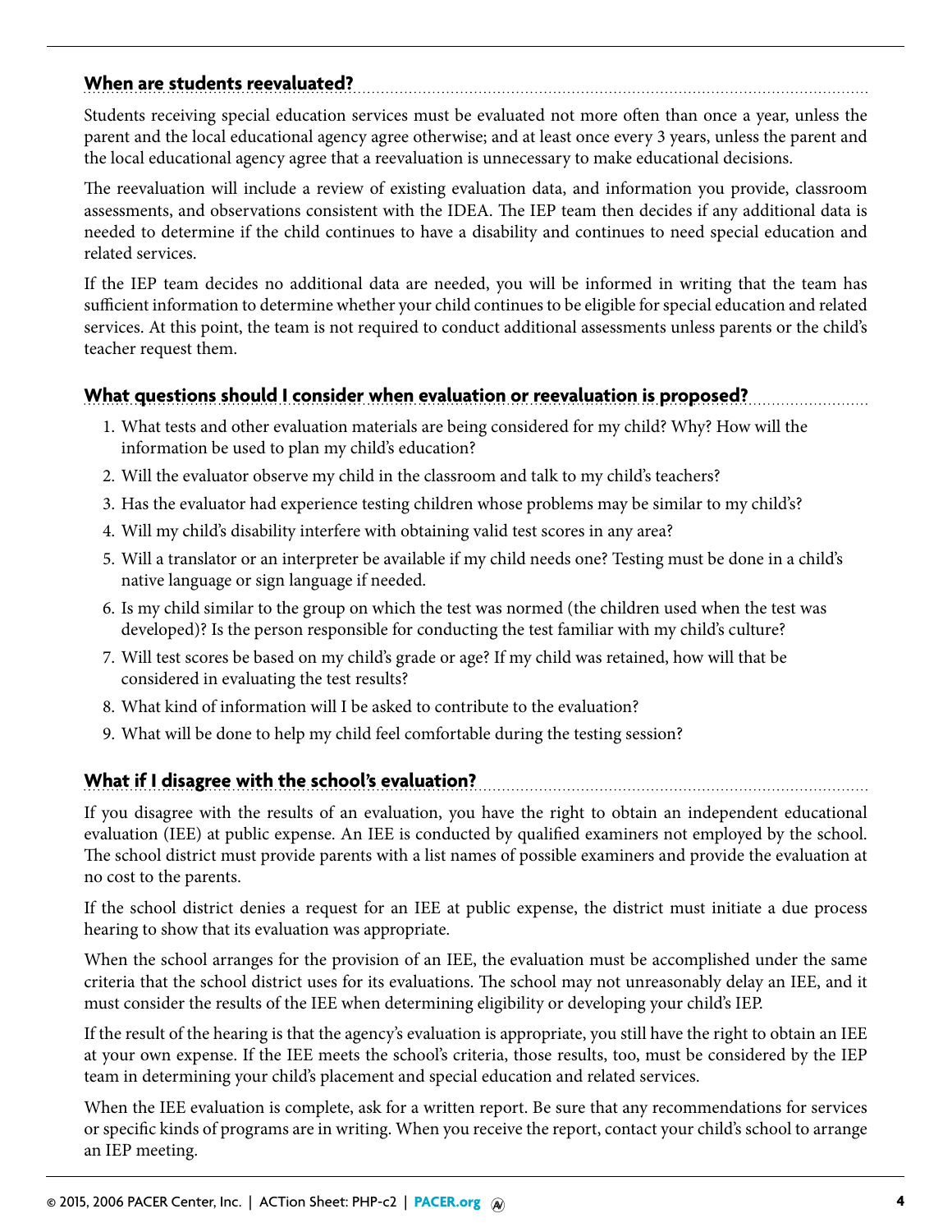### When are students reevaluated?

Students receiving special education services must be evaluated not more often than once a year, unless the parent and the local educational agency agree otherwise; and at least once every 3 years, unless the parent and the local educational agency agree that a reevaluation is unnecessary to make educational decisions.

The reevaluation will include a review of existing evaluation data, and information you provide, classroom assessments, and observations consistent with the IDEA. The IEP team then decides if any additional data is needed to determine if the child continues to have a disability and continues to need special education and related services.

If the IEP team decides no additional data are needed, you will be informed in writing that the team has sufficient information to determine whether your child continues to be eligible for special education and related services. At this point, the team is not required to conduct additional assessments unless parents or the child's teacher request them.

### What questions should I consider when evaluation or reevaluation is proposed?

1. What tests and other evaluation materials are being considered for my child? Why? How will the information be used to plan my child's education?
2. Will the evaluator observe my child in the classroom and talk to my child's teachers?
3. Has the evaluator had experience testing children whose problems may be similar to my child's?
4. Will my child's disability interfere with obtaining valid test scores in any area?
5. Will a translator or an interpreter be available if my child needs one? Testing must be done in a child's native language or sign language if needed.
6. Is my child similar to the group on which the test was normed (the children used when the test was developed)? Is the person responsible for conducting the test familiar with my child's culture?
7. Will test scores be based on my child's grade or age? If my child was retained, how will that be considered in evaluating the test results?
8. What kind of information will I be asked to contribute to the evaluation?
9. What will be done to help my child feel comfortable during the testing session?

### What if I disagree with the school's evaluation?

If you disagree with the results of an evaluation, you have the right to obtain an independent educational evaluation (IEE) at public expense. An IEE is conducted by qualified examiners not employed by the school. The school district must provide parents with a list names of possible examiners and provide the evaluation at no cost to the parents.

If the school district denies a request for an IEE at public expense, the district must initiate a due process hearing to show that its evaluation was appropriate.

When the school arranges for the provision of an IEE, the evaluation must be accomplished under the same criteria that the school district uses for its evaluations. The school may not unreasonably delay an IEE, and it must consider the results of the IEE when determining eligibility or developing your child's IEP.

If the result of the hearing is that the agency's evaluation is appropriate, you still have the right to obtain an IEE at your own expense. If the IEE meets the school's criteria, those results, too, must be considered by the IEP team in determining your child's placement and special education and related services.

When the IEE evaluation is complete, ask for a written report. Be sure that any recommendations for services or specific kinds of programs are in writing. When you receive the report, contact your child's school to arrange an IEP meeting.